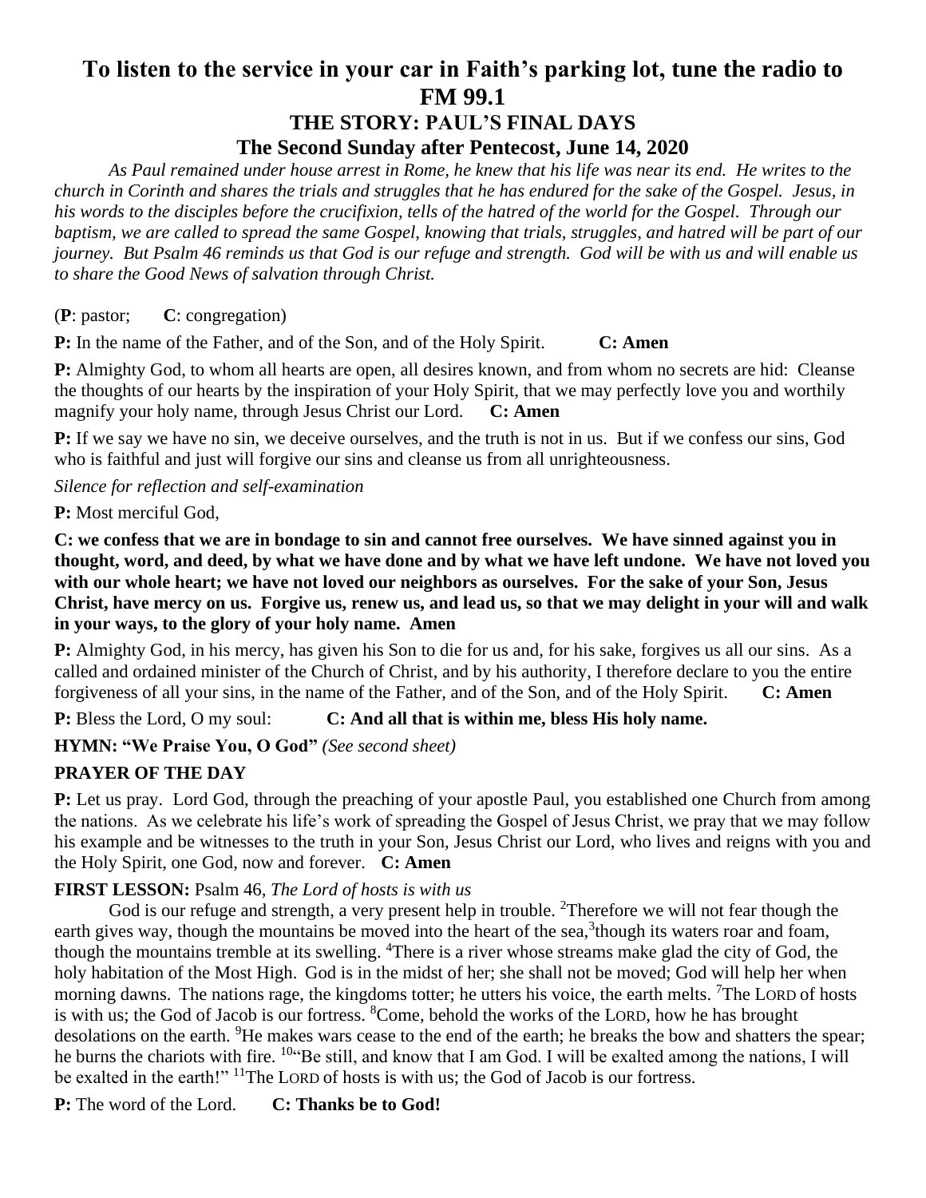# To listen to the service in your car in Faith's parking lot, tune the radio to FM 99.1

## THE STORY: PAUL'S FINAL DAYS

## The Second Sunday after Pentecost, June 14, 2020

*As Paul remained under house arrest in Rome, he knew that his life was near its end. He writes to the church in Corinth and shares the trials and struggles that he has endured for the sake of the Gospel. Jesus, in his words to the disciples before the crucifixion, tells of the hatred of the world for the Gospel. Through our baptism, we are called to spread the same Gospel, knowing that trials, struggles, and hatred will be part of our journey. But Psalm 46 reminds us that God is our refuge and strength. God will be with us and will enable us to share the Good News of salvation through Christ.*

(**P**: pastor; **C**: congregation)

**P:** In the name of the Father, and of the Son, and of the Holy Spirit. **C: Amen**

**P:** Almighty God, to whom all hearts are open, all desires known, and from whom no secrets are hid: Cleanse the thoughts of our hearts by the inspiration of your Holy Spirit, that we may perfectly love you and worthily magnify your holy name, through Jesus Christ our Lord. **C: Amen**

**P:** If we say we have no sin, we deceive ourselves, and the truth is not in us. But if we confess our sins, God who is faithful and just will forgive our sins and cleanse us from all unrighteousness.

*Silence for reflection and self-examination*

**P:** Most merciful God,

**C: we confess that we are in bondage to sin and cannot free ourselves. We have sinned against you in thought, word, and deed, by what we have done and by what we have left undone. We have not loved you with our whole heart; we have not loved our neighbors as ourselves. For the sake of your Son, Jesus Christ, have mercy on us. Forgive us, renew us, and lead us, so that we may delight in your will and walk in your ways, to the glory of your holy name. Amen**

**P:** Almighty God, in his mercy, has given his Son to die for us and, for his sake, forgives us all our sins. As a called and ordained minister of the Church of Christ, and by his authority, I therefore declare to you the entire forgiveness of all your sins, in the name of the Father, and of the Son, and of the Holy Spirit. **C: Amen**

**P:** Bless the Lord, O my soul: **C: And all that is within me, bless His holy name.**

**HYMN: "We Praise You, O God"** *(See second sheet)*

**PRAYER OF THE DAY**

**P:** Let us pray. Lord God, through the preaching of your apostle Paul, you established one Church from among the nations. As we celebrate his life's work of spreading the Gospel of Jesus Christ, we pray that we may follow his example and be witnesses to the truth in your Son, Jesus Christ our Lord, who lives and reigns with you and the Holy Spirit, one God, now and forever. **C: Amen**

**FIRST LESSON:** Psalm 46, *The Lord of hosts is with us*

God is our refuge and strength, a very present help in trouble. [2]Therefore we will not fear though the earth gives way, though the mountains be moved into the heart of the sea,[3]though its waters roar and foam, though the mountains tremble at its swelling. [4]There is a river whose streams make glad the city of God, the holy habitation of the Most High. God is in the midst of her; she shall not be moved; God will help her when morning dawns. The nations rage, the kingdoms totter; he utters his voice, the earth melts. [7]The LORD of hosts is with us; the God of Jacob is our fortress. [8]Come, behold the works of the LORD, how he has brought desolations on the earth. [9]He makes wars cease to the end of the earth; he breaks the bow and shatters the spear; he burns the chariots with fire. [10]"Be still, and know that I am God. I will be exalted among the nations, I will be exalted in the earth!" [11]The LORD of hosts is with us; the God of Jacob is our fortress.

**P:** The word of the Lord. **C: Thanks be to God!**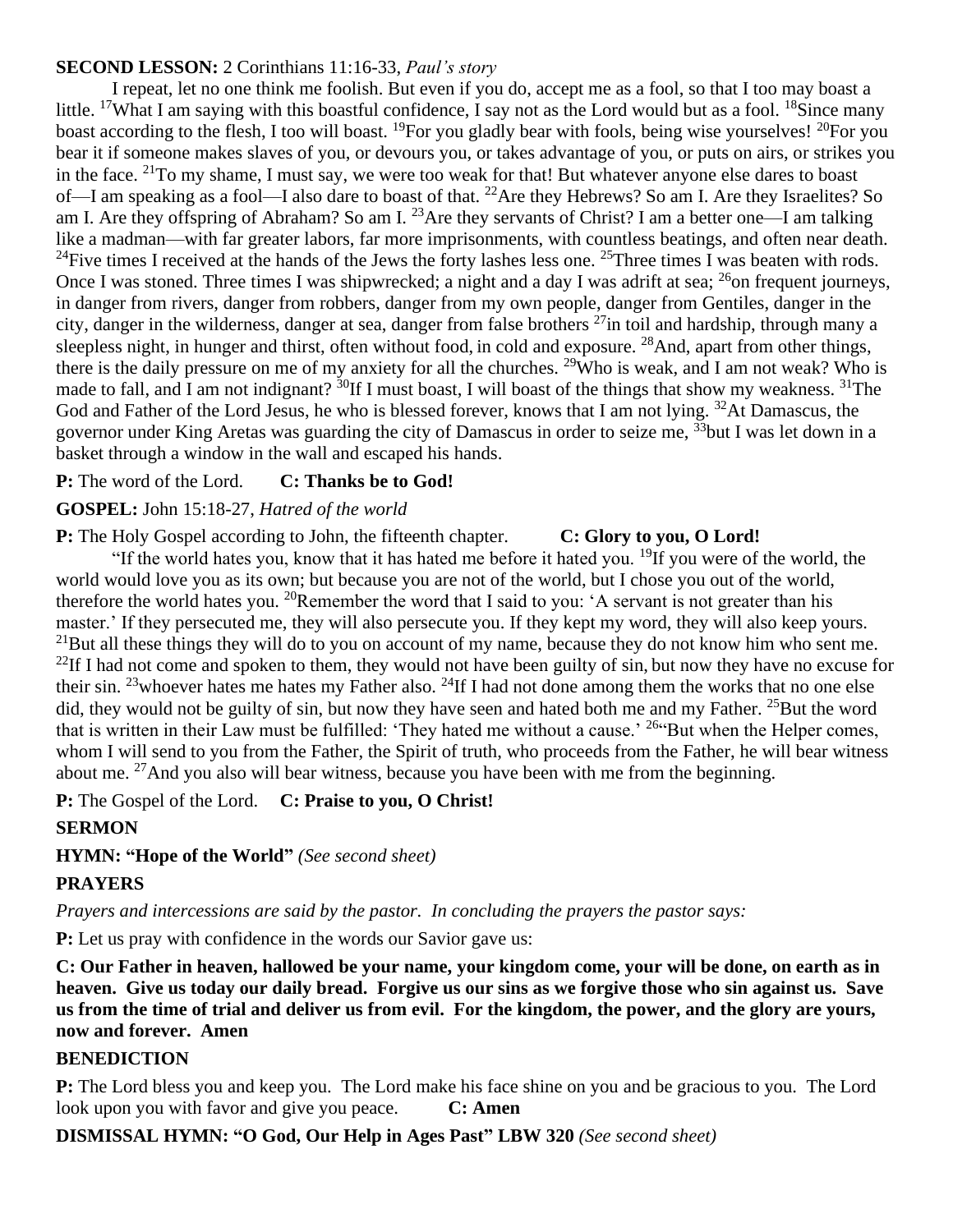**SECOND LESSON:** 2 Corinthians 11:16-33, *Paul's story*

I repeat, let no one think me foolish. But even if you do, accept me as a fool, so that I too may boast a little. [17]What I am saying with this boastful confidence, I say not as the Lord would but as a fool. [18]Since many boast according to the flesh, I too will boast. [19]For you gladly bear with fools, being wise yourselves! [20]For you bear it if someone makes slaves of you, or devours you, or takes advantage of you, or puts on airs, or strikes you in the face. [21]To my shame, I must say, we were too weak for that! But whatever anyone else dares to boast of—I am speaking as a fool—I also dare to boast of that. [22]Are they Hebrews? So am I. Are they Israelites? So am I. Are they offspring of Abraham? So am I. [23]Are they servants of Christ? I am a better one—I am talking like a madman—with far greater labors, far more imprisonments, with countless beatings, and often near death. [24]Five times I received at the hands of the Jews the forty lashes less one. [25]Three times I was beaten with rods. Once I was stoned. Three times I was shipwrecked; a night and a day I was adrift at sea; [26]on frequent journeys, in danger from rivers, danger from robbers, danger from my own people, danger from Gentiles, danger in the city, danger in the wilderness, danger at sea, danger from false brothers [27]in toil and hardship, through many a sleepless night, in hunger and thirst, often without food, in cold and exposure. [28]And, apart from other things, there is the daily pressure on me of my anxiety for all the churches. [29]Who is weak, and I am not weak? Who is made to fall, and I am not indignant? [30]If I must boast, I will boast of the things that show my weakness. [31]The God and Father of the Lord Jesus, he who is blessed forever, knows that I am not lying. [32]At Damascus, the governor under King Aretas was guarding the city of Damascus in order to seize me, [33]but I was let down in a basket through a window in the wall and escaped his hands.

**P:** The word of the Lord. **C: Thanks be to God!**

**GOSPEL:** John 15:18-27, *Hatred of the world*

**P:** The Holy Gospel according to John, the fifteenth chapter. **C: Glory to you, O Lord!**

"If the world hates you, know that it has hated me before it hated you. [19]If you were of the world, the world would love you as its own; but because you are not of the world, but I chose you out of the world, therefore the world hates you. [20]Remember the word that I said to you: 'A servant is not greater than his master.' If they persecuted me, they will also persecute you. If they kept my word, they will also keep yours. [21]But all these things they will do to you on account of my name, because they do not know him who sent me. [22]If I had not come and spoken to them, they would not have been guilty of sin, but now they have no excuse for their sin. [23]whoever hates me hates my Father also. [24]If I had not done among them the works that no one else did, they would not be guilty of sin, but now they have seen and hated both me and my Father. [25]But the word that is written in their Law must be fulfilled: 'They hated me without a cause.' [26]"But when the Helper comes, whom I will send to you from the Father, the Spirit of truth, who proceeds from the Father, he will bear witness about me. [27]And you also will bear witness, because you have been with me from the beginning.

**P:** The Gospel of the Lord. **C: Praise to you, O Christ!**

**SERMON**

**HYMN: "Hope of the World"** *(See second sheet)*

**PRAYERS**

*Prayers and intercessions are said by the pastor. In concluding the prayers the pastor says:*

**P:** Let us pray with confidence in the words our Savior gave us:

**C: Our Father in heaven, hallowed be your name, your kingdom come, your will be done, on earth as in heaven. Give us today our daily bread. Forgive us our sins as we forgive those who sin against us. Save us from the time of trial and deliver us from evil. For the kingdom, the power, and the glory are yours, now and forever. Amen**

**BENEDICTION**

**P:** The Lord bless you and keep you. The Lord make his face shine on you and be gracious to you. The Lord look upon you with favor and give you peace. **C: Amen**

**DISMISSAL HYMN: "O God, Our Help in Ages Past" LBW 320** *(See second sheet)*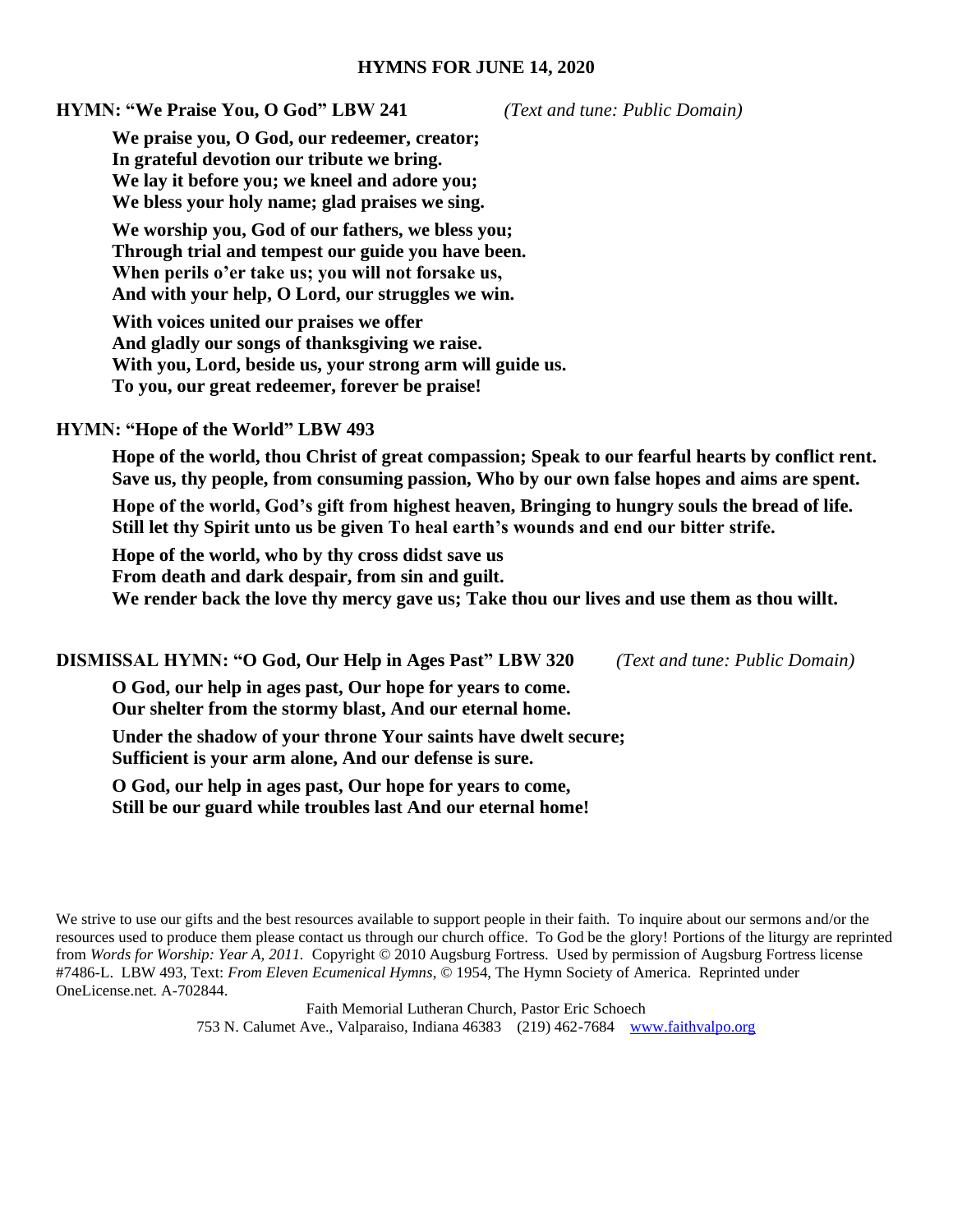## HYMNS FOR JUNE 14, 2020

**HYMN: "We Praise You, O God" LBW 241** *(Text and tune: Public Domain)*

**We praise you, O God, our redeemer, creator;**
**In grateful devotion our tribute we bring.**
**We lay it before you; we kneel and adore you;**
**We bless your holy name; glad praises we sing.**

**We worship you, God of our fathers, we bless you;**
**Through trial and tempest our guide you have been.**
**When perils o'er take us; you will not forsake us,**
**And with your help, O Lord, our struggles we win.**

**With voices united our praises we offer**
**And gladly our songs of thanksgiving we raise.**
**With you, Lord, beside us, your strong arm will guide us.**
**To you, our great redeemer, forever be praise!**

**HYMN: "Hope of the World" LBW 493**

**Hope of the world, thou Christ of great compassion; Speak to our fearful hearts by conflict rent.**
**Save us, thy people, from consuming passion, Who by our own false hopes and aims are spent.**

**Hope of the world, God's gift from highest heaven, Bringing to hungry souls the bread of life.**
**Still let thy Spirit unto us be given To heal earth's wounds and end our bitter strife.**

**Hope of the world, who by thy cross didst save us**
**From death and dark despair, from sin and guilt.**
**We render back the love thy mercy gave us; Take thou our lives and use them as thou willt.**

**DISMISSAL HYMN: "O God, Our Help in Ages Past" LBW 320** *(Text and tune: Public Domain)*

**O God, our help in ages past, Our hope for years to come.**
**Our shelter from the stormy blast, And our eternal home.**

**Under the shadow of your throne Your saints have dwelt secure;**
**Sufficient is your arm alone, And our defense is sure.**

**O God, our help in ages past, Our hope for years to come,**
**Still be our guard while troubles last And our eternal home!**

We strive to use our gifts and the best resources available to support people in their faith. To inquire about our sermons and/or the resources used to produce them please contact us through our church office. To God be the glory! Portions of the liturgy are reprinted from *Words for Worship: Year A, 2011.* Copyright © 2010 Augsburg Fortress. Used by permission of Augsburg Fortress license #7486-L. LBW 493, Text: *From Eleven Ecumenical Hymns*, © 1954, The Hymn Society of America. Reprinted under OneLicense.net. A-702844.

Faith Memorial Lutheran Church, Pastor Eric Schoech
753 N. Calumet Ave., Valparaiso, Indiana 46383 (219) 462-7684 www.faithvalpo.org